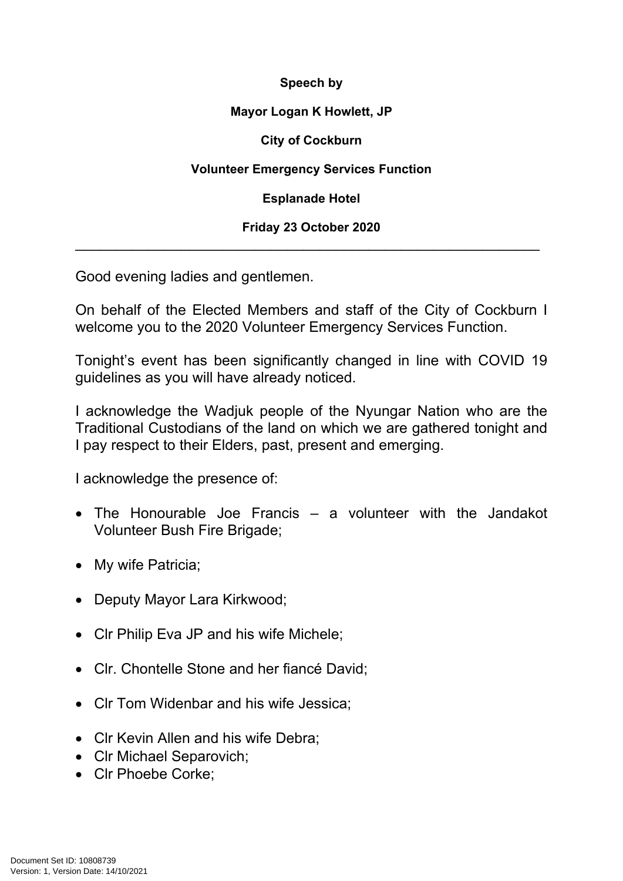**Speech by**

**Mayor Logan K Howlett, JP**

**City of Cockburn**

**Volunteer Emergency Services Function**

**Esplanade Hotel**

**Friday 23 October 2020**

---

Good evening ladies and gentlemen.

On behalf of the Elected Members and staff of the City of Cockburn I welcome you to the 2020 Volunteer Emergency Services Function.

Tonight's event has been significantly changed in line with COVID 19 guidelines as you will have already noticed.

I acknowledge the Wadjuk people of the Nyungar Nation who are the Traditional Custodians of the land on which we are gathered tonight and I pay respect to their Elders, past, present and emerging.

I acknowledge the presence of:

- The Honourable Joe Francis – a volunteer with the Jandakot Volunteer Bush Fire Brigade;
- My wife Patricia;
- Deputy Mayor Lara Kirkwood;
- Clr Philip Eva JP and his wife Michele;
- Clr. Chontelle Stone and her fiancé David;
- Clr Tom Widenbar and his wife Jessica;
- Clr Kevin Allen and his wife Debra;
- Clr Michael Separovich;
- Clr Phoebe Corke;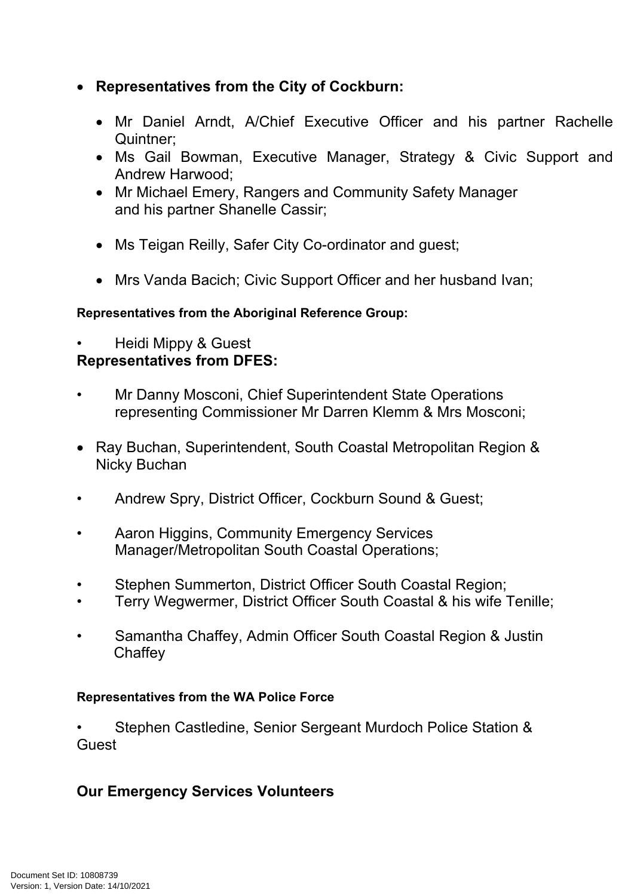- **Representatives from the City of Cockburn:**

    - Mr Daniel Arndt, A/Chief Executive Officer and his partner Rachelle Quintner;
    - Ms Gail Bowman, Executive Manager, Strategy & Civic Support and Andrew Harwood;
    - Mr Michael Emery, Rangers and Community Safety Manager and his partner Shanelle Cassir;
    - Ms Teigan Reilly, Safer City Co-ordinator and guest;
    - Mrs Vanda Bacich; Civic Support Officer and her husband Ivan;

**Representatives from the Aboriginal Reference Group:**

- Heidi Mippy & Guest

**Representatives from DFES:**

- Mr Danny Mosconi, Chief Superintendent State Operations representing Commissioner Mr Darren Klemm & Mrs Mosconi;
- Ray Buchan, Superintendent, South Coastal Metropolitan Region & Nicky Buchan
- Andrew Spry, District Officer, Cockburn Sound & Guest;
- Aaron Higgins, Community Emergency Services Manager/Metropolitan South Coastal Operations;
- Stephen Summerton, District Officer South Coastal Region;
- Terry Wegwermer, District Officer South Coastal & his wife Tenille;
- Samantha Chaffey, Admin Officer South Coastal Region & Justin Chaffey

**Representatives from the WA Police Force**

- Stephen Castledine, Senior Sergeant Murdoch Police Station & Guest

**Our Emergency Services Volunteers**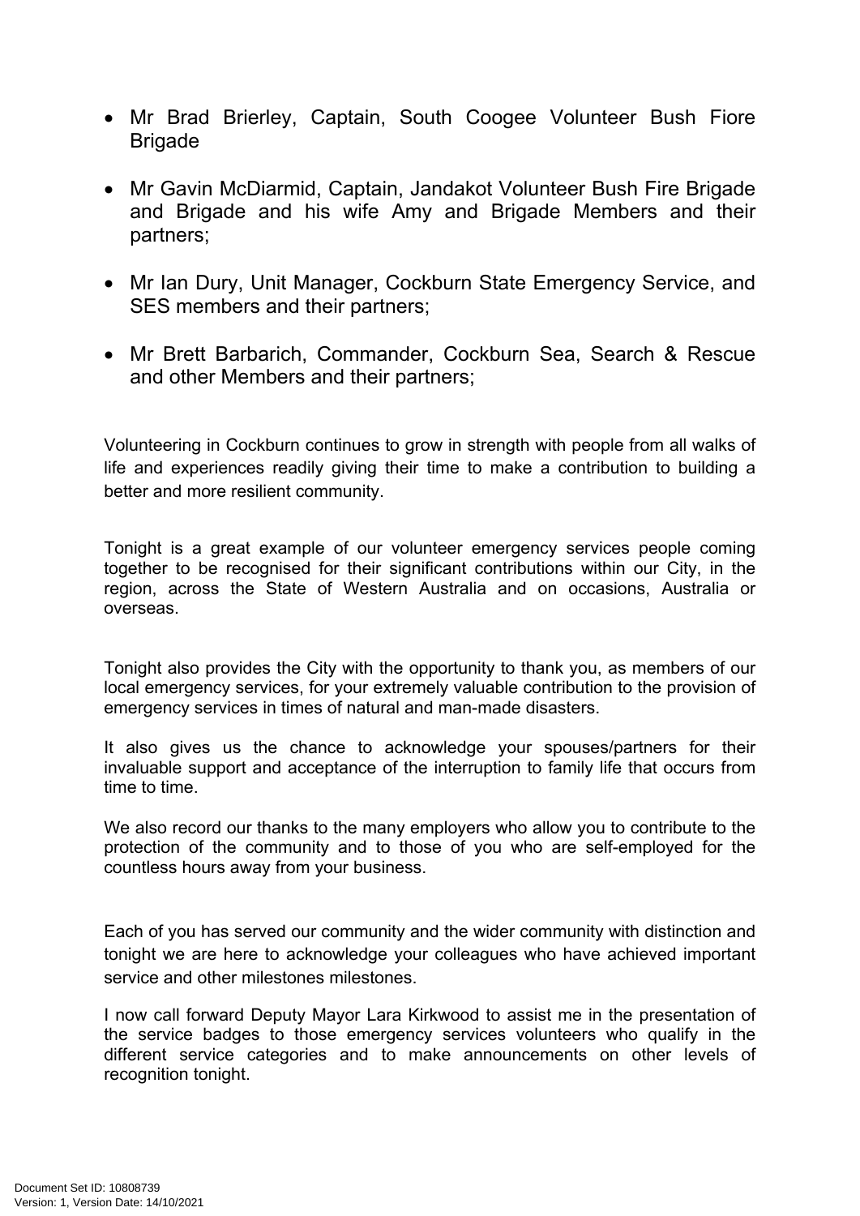- Mr Brad Brierley, Captain, South Coogee Volunteer Bush Fiore Brigade

- Mr Gavin McDiarmid, Captain, Jandakot Volunteer Bush Fire Brigade and Brigade and his wife Amy and Brigade Members and their partners;

- Mr Ian Dury, Unit Manager, Cockburn State Emergency Service, and SES members and their partners;

- Mr Brett Barbarich, Commander, Cockburn Sea, Search & Rescue and other Members and their partners;

Volunteering in Cockburn continues to grow in strength with people from all walks of life and experiences readily giving their time to make a contribution to building a better and more resilient community.

Tonight is a great example of our volunteer emergency services people coming together to be recognised for their significant contributions within our City, in the region, across the State of Western Australia and on occasions, Australia or overseas.

Tonight also provides the City with the opportunity to thank you, as members of our local emergency services, for your extremely valuable contribution to the provision of emergency services in times of natural and man-made disasters.

It also gives us the chance to acknowledge your spouses/partners for their invaluable support and acceptance of the interruption to family life that occurs from time to time.

We also record our thanks to the many employers who allow you to contribute to the protection of the community and to those of you who are self-employed for the countless hours away from your business.

Each of you has served our community and the wider community with distinction and tonight we are here to acknowledge your colleagues who have achieved important service and other milestones milestones.

I now call forward Deputy Mayor Lara Kirkwood to assist me in the presentation of the service badges to those emergency services volunteers who qualify in the different service categories and to make announcements on other levels of recognition tonight.

Document Set ID: 10808739
Version: 1, Version Date: 14/10/2021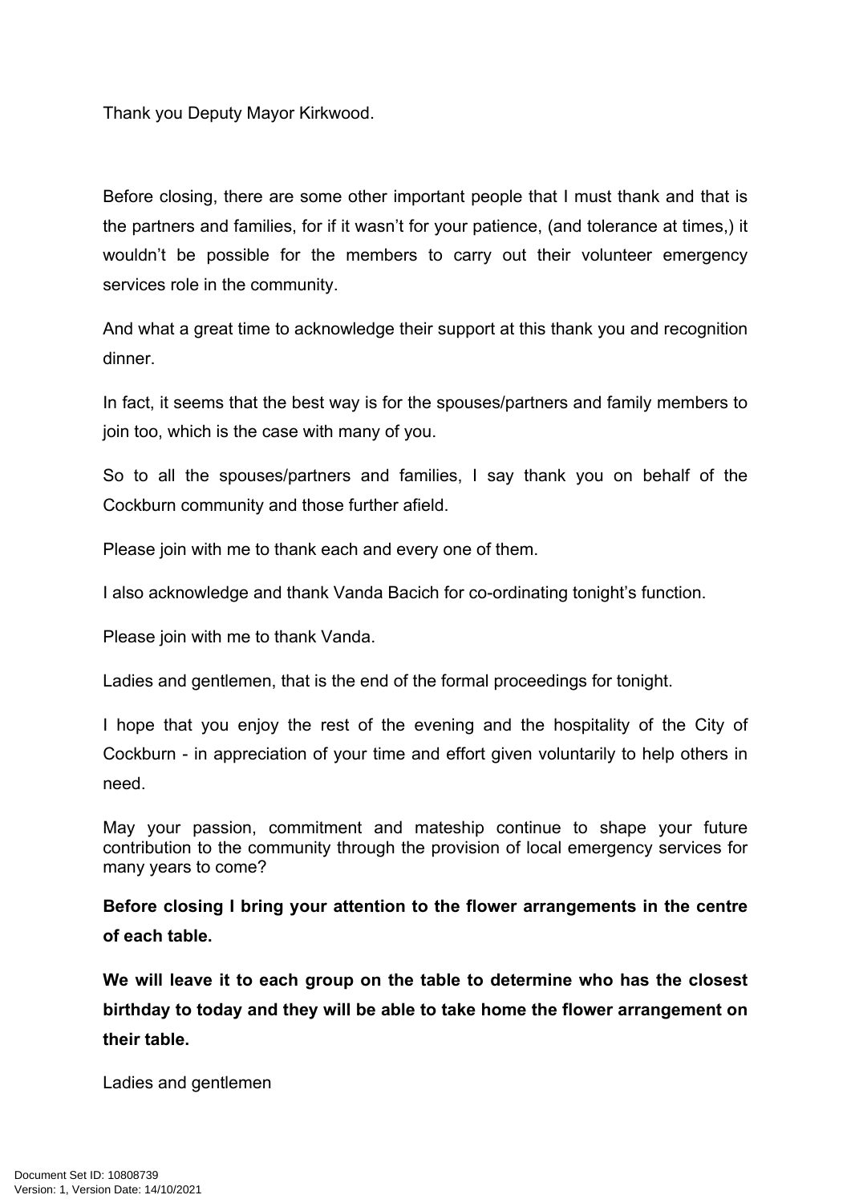Thank you Deputy Mayor Kirkwood.

Before closing, there are some other important people that I must thank and that is the partners and families, for if it wasn't for your patience, (and tolerance at times,) it wouldn't be possible for the members to carry out their volunteer emergency services role in the community.

And what a great time to acknowledge their support at this thank you and recognition dinner.

In fact, it seems that the best way is for the spouses/partners and family members to join too, which is the case with many of you.

So to all the spouses/partners and families, I say thank you on behalf of the Cockburn community and those further afield.

Please join with me to thank each and every one of them.

I also acknowledge and thank Vanda Bacich for co-ordinating tonight's function.

Please join with me to thank Vanda.

Ladies and gentlemen, that is the end of the formal proceedings for tonight.

I hope that you enjoy the rest of the evening and the hospitality of the City of Cockburn - in appreciation of your time and effort given voluntarily to help others in need.

May your passion, commitment and mateship continue to shape your future contribution to the community through the provision of local emergency services for many years to come?

**Before closing I bring your attention to the flower arrangements in the centre of each table.**

**We will leave it to each group on the table to determine who has the closest birthday to today and they will be able to take home the flower arrangement on their table.**

Ladies and gentlemen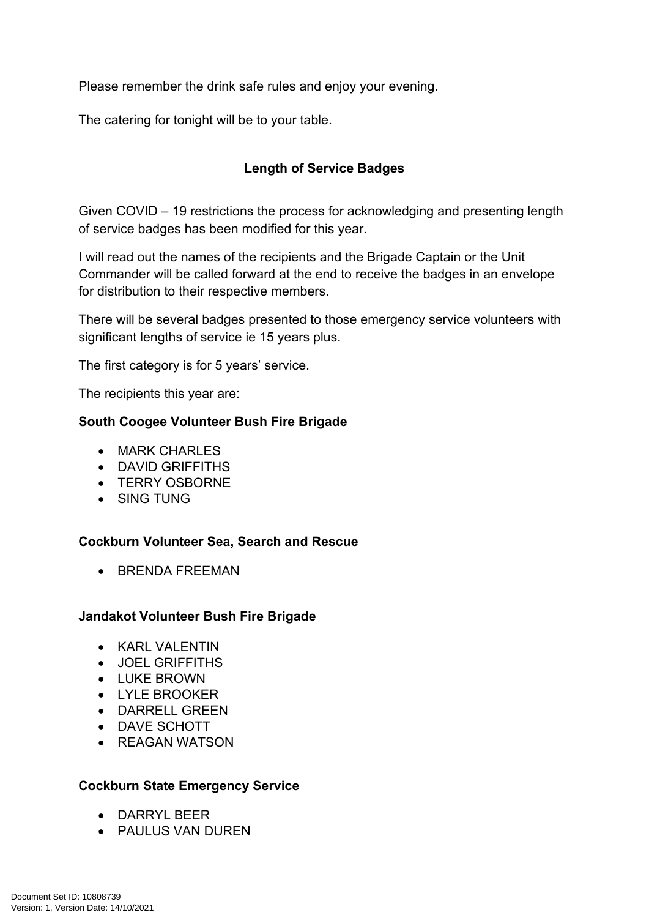Please remember the drink safe rules and enjoy your evening.

The catering for tonight will be to your table.

## Length of Service Badges

Given COVID – 19 restrictions the process for acknowledging and presenting length of service badges has been modified for this year.

I will read out the names of the recipients and the Brigade Captain or the Unit Commander will be called forward at the end to receive the badges in an envelope for distribution to their respective members.

There will be several badges presented to those emergency service volunteers with significant lengths of service ie 15 years plus.

The first category is for 5 years' service.

The recipients this year are:

**South Coogee Volunteer Bush Fire Brigade**

- MARK CHARLES
- DAVID GRIFFITHS
- TERRY OSBORNE
- SING TUNG

**Cockburn Volunteer Sea, Search and Rescue**

- BRENDA FREEMAN

**Jandakot Volunteer Bush Fire Brigade**

- KARL VALENTIN
- JOEL GRIFFITHS
- LUKE BROWN
- LYLE BROOKER
- DARRELL GREEN
- DAVE SCHOTT
- REAGAN WATSON

**Cockburn State Emergency Service**

- DARRYL BEER
- PAULUS VAN DUREN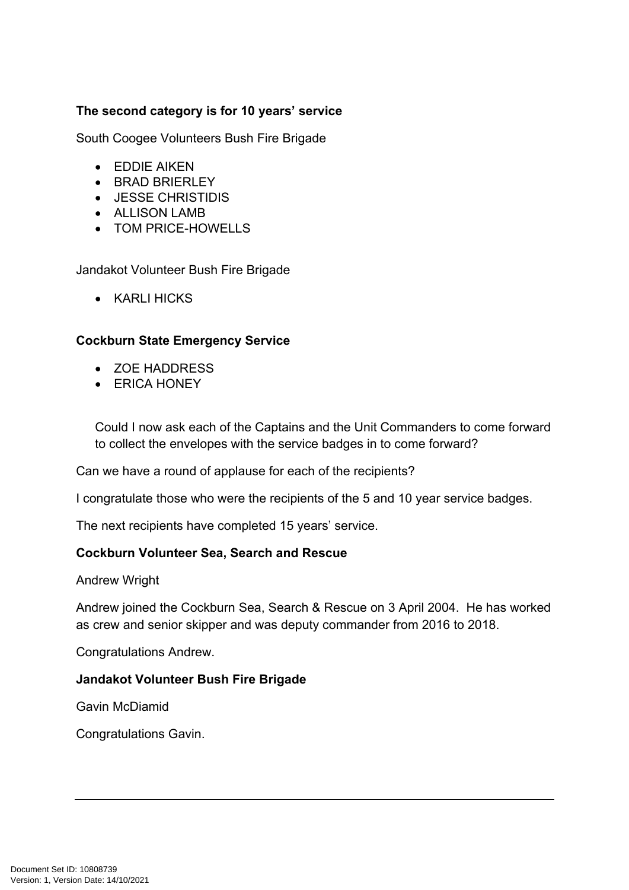**The second category is for 10 years' service**

South Coogee Volunteers Bush Fire Brigade

- EDDIE AIKEN
- BRAD BRIERLEY
- JESSE CHRISTIDIS
- ALLISON LAMB
- TOM PRICE-HOWELLS

Jandakot Volunteer Bush Fire Brigade

- KARLI HICKS

**Cockburn State Emergency Service**

- ZOE HADDRESS
- ERICA HONEY

Could I now ask each of the Captains and the Unit Commanders to come forward to collect the envelopes with the service badges in to come forward?

Can we have a round of applause for each of the recipients?

I congratulate those who were the recipients of the 5 and 10 year service badges.

The next recipients have completed 15 years' service.

**Cockburn Volunteer Sea, Search and Rescue**

Andrew Wright

Andrew joined the Cockburn Sea, Search & Rescue on 3 April 2004. He has worked as crew and senior skipper and was deputy commander from 2016 to 2018.

Congratulations Andrew.

**Jandakot Volunteer Bush Fire Brigade**

Gavin McDiamid

Congratulations Gavin.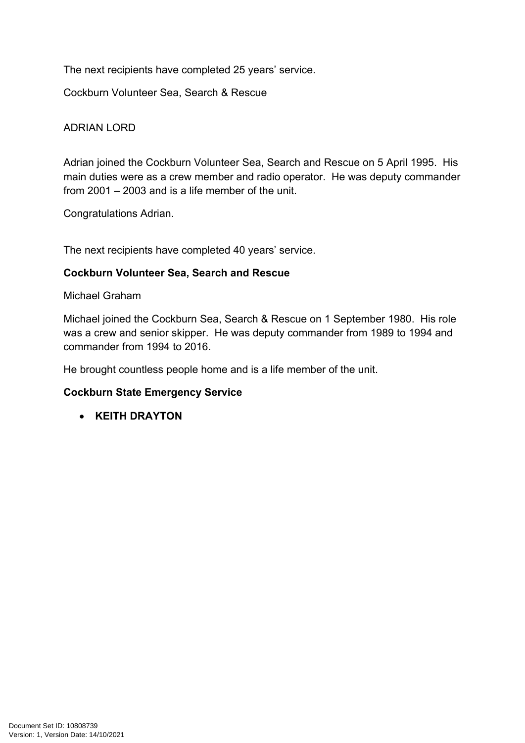The next recipients have completed 25 years' service.

Cockburn Volunteer Sea, Search & Rescue

ADRIAN LORD

Adrian joined the Cockburn Volunteer Sea, Search and Rescue on 5 April 1995. His main duties were as a crew member and radio operator. He was deputy commander from 2001 – 2003 and is a life member of the unit.

Congratulations Adrian.

The next recipients have completed 40 years' service.

**Cockburn Volunteer Sea, Search and Rescue**

Michael Graham

Michael joined the Cockburn Sea, Search & Rescue on 1 September 1980. His role was a crew and senior skipper. He was deputy commander from 1989 to 1994 and commander from 1994 to 2016.

He brought countless people home and is a life member of the unit.

**Cockburn State Emergency Service**

- **KEITH DRAYTON**